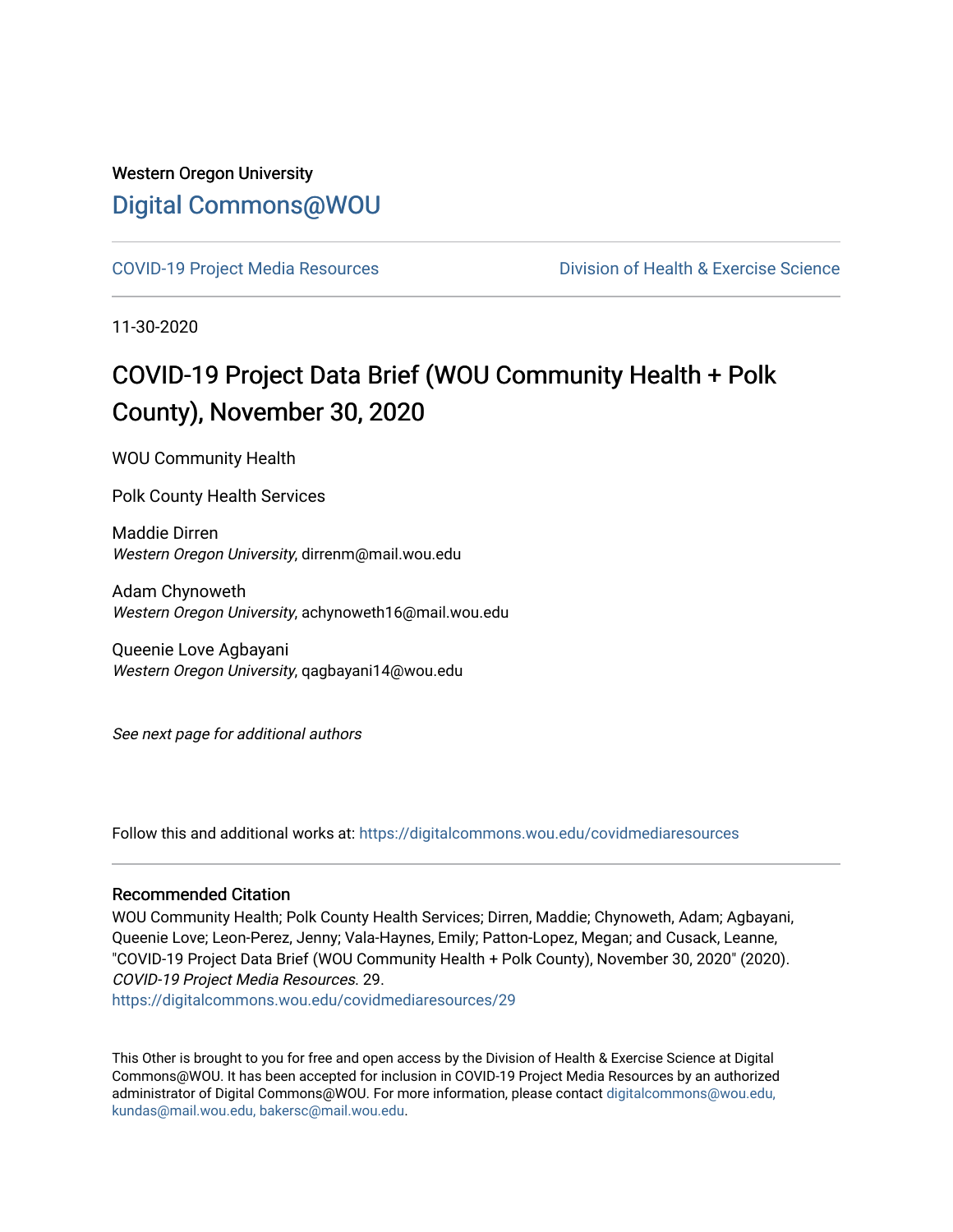Western Oregon University

# Digital Commons@WOU

COVID-19 Project Media Resources

Division of Health & Exercise Science

11-30-2020

## COVID-19 Project Data Brief (WOU Community Health + Polk County), November 30, 2020

WOU Community Health

Polk County Health Services

Maddie Dirren
*Western Oregon University*, dirrenm@mail.wou.edu

Adam Chynoweth
*Western Oregon University*, achynoweth16@mail.wou.edu

Queenie Love Agbayani
*Western Oregon University*, qagbayani14@wou.edu

*See next page for additional authors*

Follow this and additional works at: https://digitalcommons.wou.edu/covidmediaresources

### Recommended Citation

WOU Community Health; Polk County Health Services; Dirren, Maddie; Chynoweth, Adam; Agbayani, Queenie Love; Leon-Perez, Jenny; Vala-Haynes, Emily; Patton-Lopez, Megan; and Cusack, Leanne, "COVID-19 Project Data Brief (WOU Community Health + Polk County), November 30, 2020" (2020). *COVID-19 Project Media Resources*. 29.
https://digitalcommons.wou.edu/covidmediaresources/29

This Other is brought to you for free and open access by the Division of Health & Exercise Science at Digital Commons@WOU. It has been accepted for inclusion in COVID-19 Project Media Resources by an authorized administrator of Digital Commons@WOU. For more information, please contact digitalcommons@wou.edu, kundas@mail.wou.edu, bakersc@mail.wou.edu.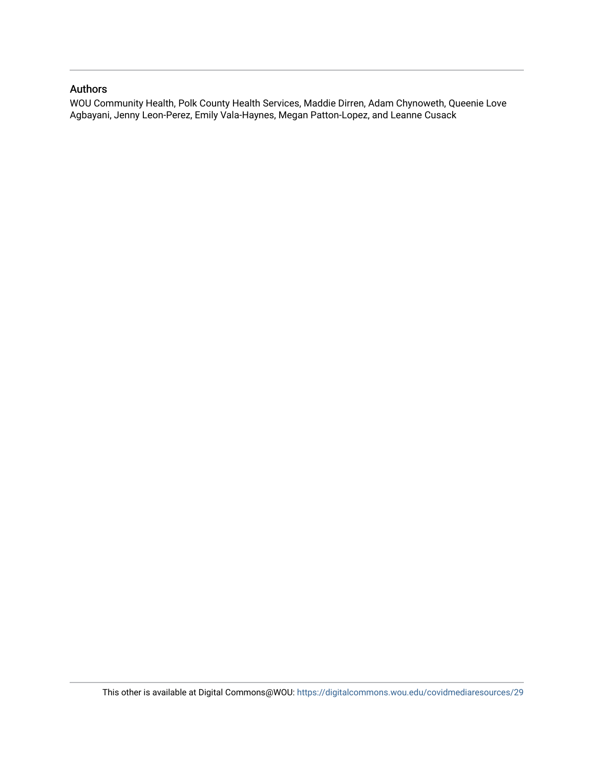## Authors

WOU Community Health, Polk County Health Services, Maddie Dirren, Adam Chynoweth, Queenie Love Agbayani, Jenny Leon-Perez, Emily Vala-Haynes, Megan Patton-Lopez, and Leanne Cusack

This other is available at Digital Commons@WOU: https://digitalcommons.wou.edu/covidmediaresources/29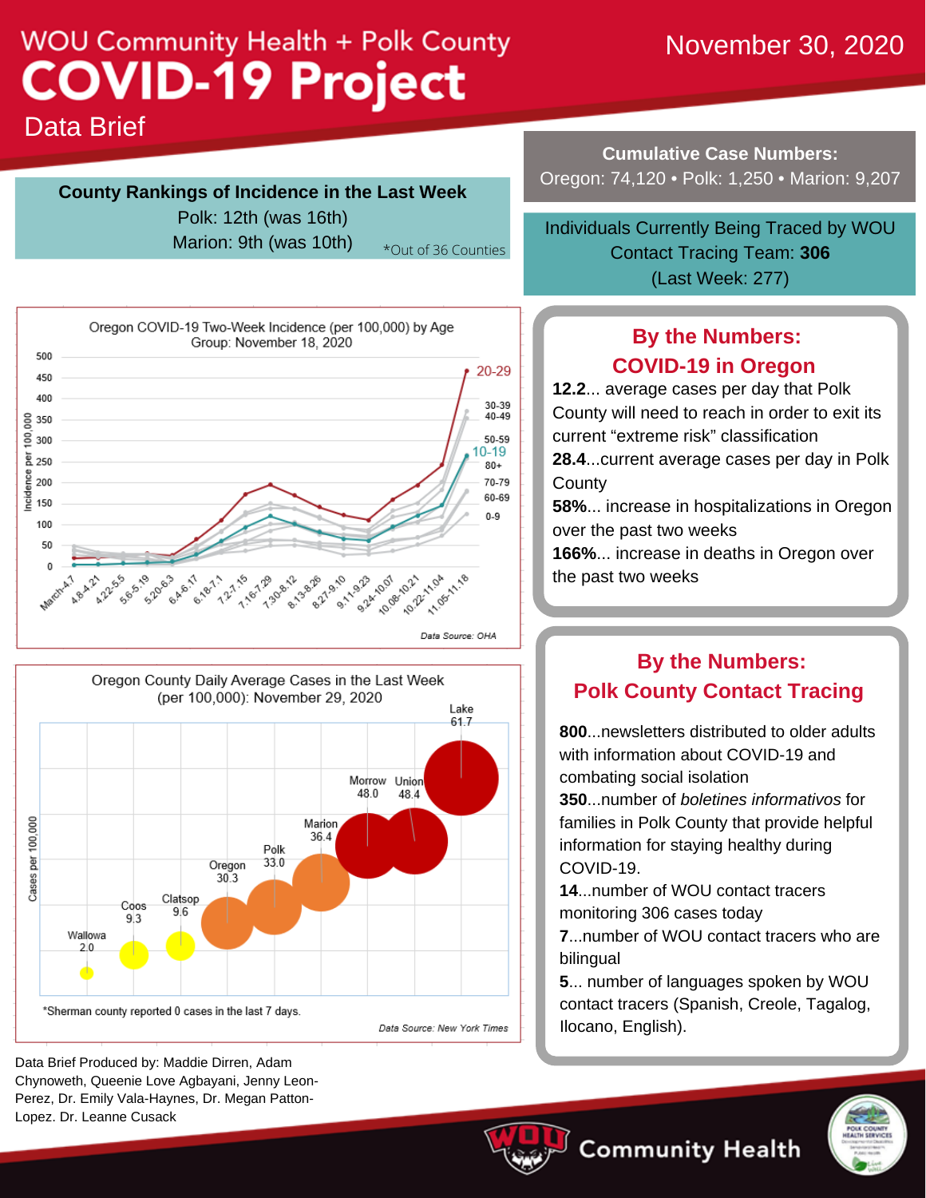# WOU Community Health + Polk County COVID-19 Project

## Data Brief

November 30, 2020

### County Rankings of Incidence in the Last Week

Polk: 12th (was 16th)
Marion: 9th (was 10th)

*Out of 36 Counties

**Cumulative Case Numbers:**
Oregon: 74,120 • Polk: 1,250 • Marion: 9,207

Individuals Currently Being Traced by WOU Contact Tracing Team: **306**
(Last Week: 277)

Oregon COVID-19 Two-Week Incidence (per 100,000) by Age Group: November 18, 2020

Data Source: OHA

Oregon County Daily Average Cases in the Last Week (per 100,000): November 29, 2020

| County | Cases per 100,000 |
|---|---|
| Wallowa | 2.0 |
| Coos | 9.3 |
| Clatsop | 9.6 |
| Oregon | 30.3 |
| Polk | 33.0 |
| Marion | 36.4 |
| Morrow | 48.0 |
| Union | 48.4 |
| Lake | 61.7 |

*Sherman county reported 0 cases in the last 7 days.

Data Source: New York Times

### By the Numbers: COVID-19 in Oregon

**12.2**... average cases per day that Polk County will need to reach in order to exit its current "extreme risk" classification

**28.4**...current average cases per day in Polk County

**58%**... increase in hospitalizations in Oregon over the past two weeks

**166%**... increase in deaths in Oregon over the past two weeks

### By the Numbers: Polk County Contact Tracing

**800**...newsletters distributed to older adults with information about COVID-19 and combating social isolation

**350**...number of *boletines informativos* for families in Polk County that provide helpful information for staying healthy during COVID-19.

**14**...number of WOU contact tracers monitoring 306 cases today

**7**...number of WOU contact tracers who are bilingual

**5**... number of languages spoken by WOU contact tracers (Spanish, Creole, Tagalog, Ilocano, English).

Data Brief Produced by: Maddie Dirren, Adam Chynoweth, Queenie Love Agbayani, Jenny Leon-Perez, Dr. Emily Vala-Haynes, Dr. Megan Patton-Lopez. Dr. Leanne Cusack

WOU Community Health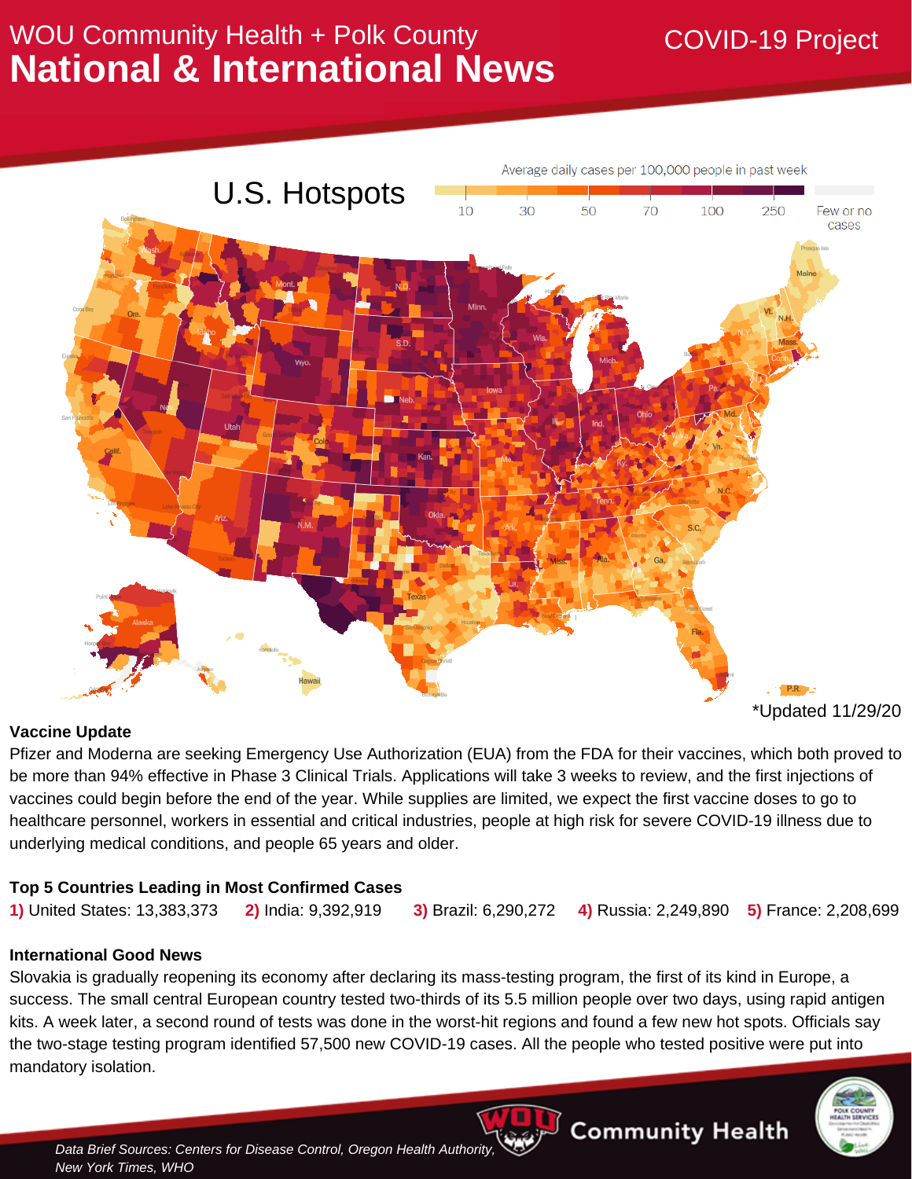# WOU Community Health + Polk County
# National & International News

COVID-19 Project

## U.S. Hotspots

Average daily cases per 100,000 people in past week

10 30 50 70 100 250 Few or no cases

*Updated 11/29/20

### Vaccine Update

Pfizer and Moderna are seeking Emergency Use Authorization (EUA) from the FDA for their vaccines, which both proved to be more than 94% effective in Phase 3 Clinical Trials. Applications will take 3 weeks to review, and the first injections of vaccines could begin before the end of the year. While supplies are limited, we expect the first vaccine doses to go to healthcare personnel, workers in essential and critical industries, people at high risk for severe COVID-19 illness due to underlying medical conditions, and people 65 years and older.

### Top 5 Countries Leading in Most Confirmed Cases

**1)** United States: 13,383,373 **2)** India: 9,392,919 **3)** Brazil: 6,290,272 **4)** Russia: 2,249,890 **5)** France: 2,208,699

### International Good News

Slovakia is gradually reopening its economy after declaring its mass-testing program, the first of its kind in Europe, a success. The small central European country tested two-thirds of its 5.5 million people over two days, using rapid antigen kits. A week later, a second round of tests was done in the worst-hit regions and found a few new hot spots. Officials say the two-stage testing program identified 57,500 new COVID-19 cases. All the people who tested positive were put into mandatory isolation.

*Data Brief Sources: Centers for Disease Control, Oregon Health Authority, New York Times, WHO*

Community Health